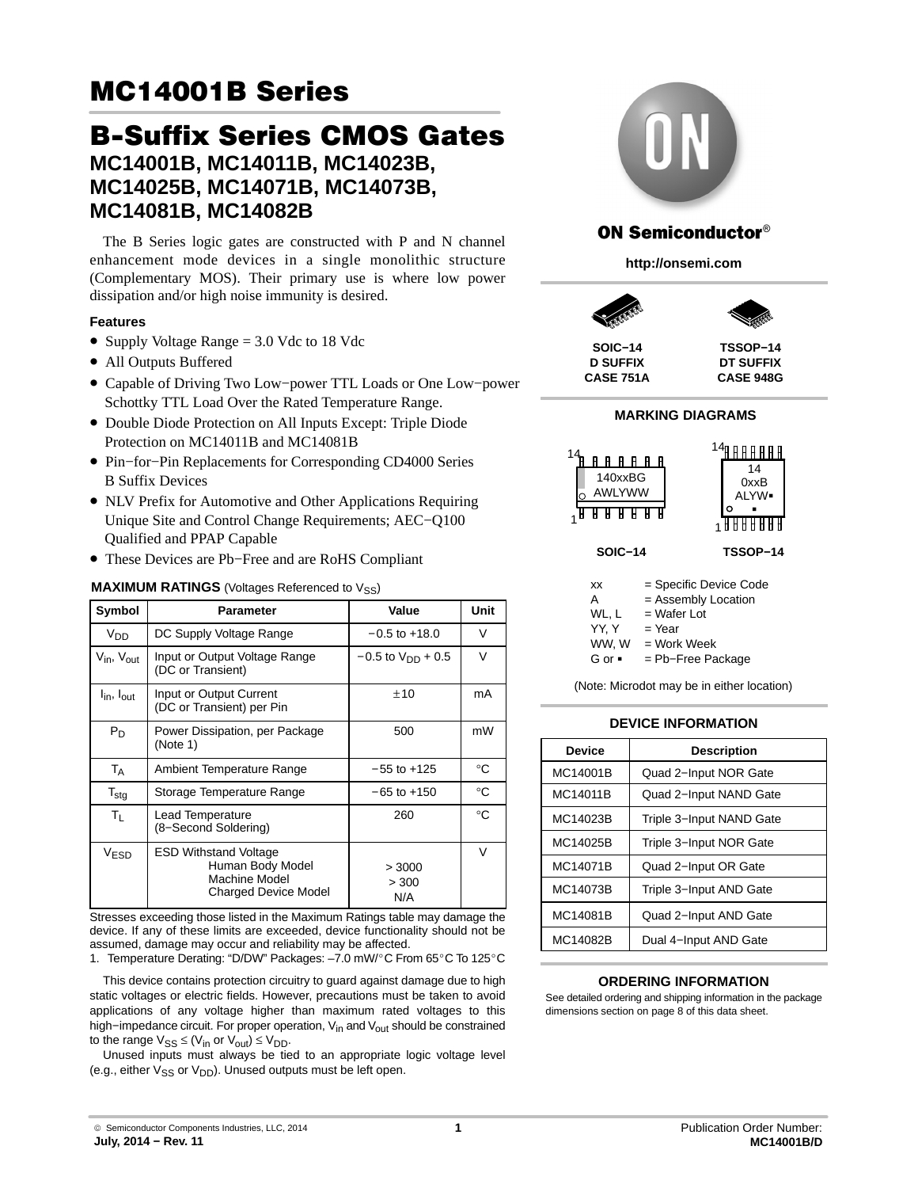# MC14001B Series

## B-Suffix Series CMOS Gates

### MC14001B, MC14011B, MC14023B, MC14025B, MC14071B, MC14073B, MC14081B, MC14082B

The B Series logic gates are constructed with P and N channel enhancement mode devices in a single monolithic structure (Complementary MOS). Their primary use is where low power dissipation and/or high noise immunity is desired.

#### Features

- Supply Voltage Range = 3.0 Vdc to 18 Vdc
- All Outputs Buffered
- Capable of Driving Two Low−power TTL Loads or One Low−power Schottky TTL Load Over the Rated Temperature Range.
- Double Diode Protection on All Inputs Except: Triple Diode Protection on MC14011B and MC14081B
- Pin−for−Pin Replacements for Corresponding CD4000 Series B Suffix Devices
- NLV Prefix for Automotive and Other Applications Requiring Unique Site and Control Change Requirements; AEC−Q100 Qualified and PPAP Capable
- These Devices are Pb−Free and are RoHS Compliant

**MAXIMUM RATINGS** (Voltages Referenced to $V_{SS}$)

| Symbol | Parameter | Value | Unit |
|---|---|---|---|
| $V_{DD}$ | DC Supply Voltage Range | −0.5 to +18.0 | V |
| $V_{in}$, $V_{out}$ | Input or Output Voltage Range (DC or Transient) | −0.5 to $V_{DD}$ + 0.5 | V |
| $I_{in}$, $I_{out}$ | Input or Output Current (DC or Transient) per Pin | ±10 | mA |
| $P_D$ | Power Dissipation, per Package (Note 1) | 500 | mW |
| $T_A$ | Ambient Temperature Range | −55 to +125 | °C |
| $T_{stg}$ | Storage Temperature Range | −65 to +150 | °C |
| $T_L$ | Lead Temperature (8−Second Soldering) | 260 | °C |
| $V_{ESD}$ | ESD Withstand Voltage<br>Human Body Model<br>Machine Model<br>Charged Device Model | <br>> 3000<br>> 300<br>N/A | V |

Stresses exceeding those listed in the Maximum Ratings table may damage the device. If any of these limits are exceeded, device functionality should not be assumed, damage may occur and reliability may be affected.

1. Temperature Derating: "D/DW" Packages: –7.0 mW/°C From 65°C To 125°C

This device contains protection circuitry to guard against damage due to high static voltages or electric fields. However, precautions must be taken to avoid applications of any voltage higher than maximum rated voltages to this high−impedance circuit. For proper operation, $V_{in}$ and $V_{out}$ should be constrained to the range $V_{SS} \leq (V_{in} \text{ or } V_{out}) \leq V_{DD}$.

Unused inputs must always be tied to an appropriate logic voltage level (e.g., either $V_{SS}$ or $V_{DD}$). Unused outputs must be left open.

**ON Semiconductor®**

**http://onsemi.com**

| SOIC−14<br>D SUFFIX<br>CASE 751A | TSSOP−14<br>DT SUFFIX<br>CASE 948G |
|---|---|

**MARKING DIAGRAMS**

SOIC−14: 14 / 140xxBG / AWLYWW / 1

TSSOP−14: 14 / 14 / 0xxB / ALYW▪ / ▪ / 1

xx = Specific Device Code
A = Assembly Location
WL, L = Wafer Lot
YY, Y = Year
WW, W = Work Week
G or ▪ = Pb−Free Package

(Note: Microdot may be in either location)

**DEVICE INFORMATION**

| Device | Description |
|---|---|
| MC14001B | Quad 2−Input NOR Gate |
| MC14011B | Quad 2−Input NAND Gate |
| MC14023B | Triple 3−Input NAND Gate |
| MC14025B | Triple 3−Input NOR Gate |
| MC14071B | Quad 2−Input OR Gate |
| MC14073B | Triple 3−Input AND Gate |
| MC14081B | Quad 2−Input AND Gate |
| MC14082B | Dual 4−Input AND Gate |

**ORDERING INFORMATION**

See detailed ordering and shipping information in the package dimensions section on page 8 of this data sheet.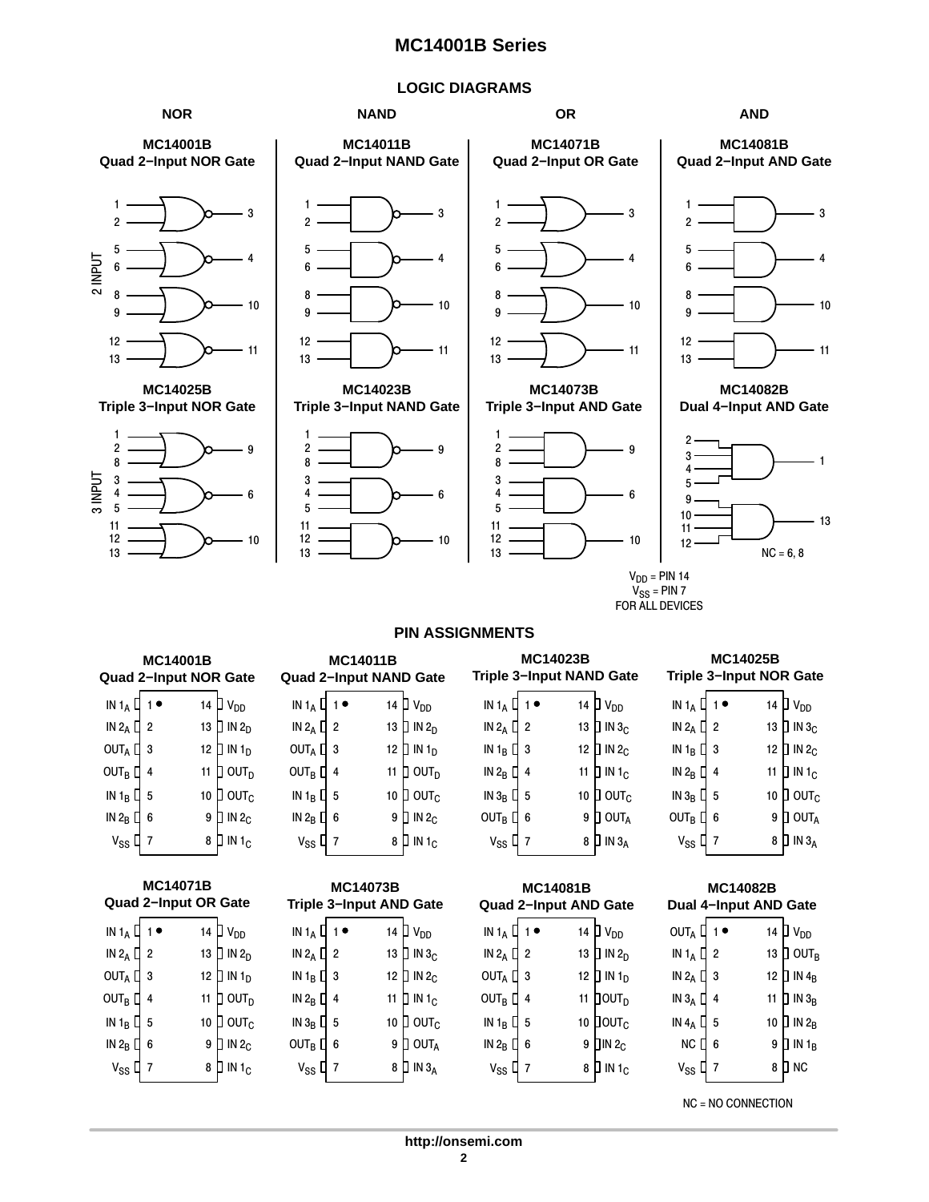## LOGIC DIAGRAMS

**NOR**

**MC14001B**
**Quad 2−Input NOR Gate**

2 INPUT

| Inputs | Output |
|---|---|
| 1, 2 | 3 |
| 5, 6 | 4 |
| 8, 9 | 10 |
| 12, 13 | 11 |

**MC14025B**
**Triple 3−Input NOR Gate**

3 INPUT

| Inputs | Output |
|---|---|
| 1, 2, 8 | 9 |
| 3, 4, 5 | 6 |
| 11, 12, 13 | 10 |

**NAND**

**MC14011B**
**Quad 2−Input NAND Gate**

| Inputs | Output |
|---|---|
| 1, 2 | 3 |
| 5, 6 | 4 |
| 8, 9 | 10 |
| 12, 13 | 11 |

**MC14023B**
**Triple 3−Input NAND Gate**

| Inputs | Output |
|---|---|
| 1, 2, 8 | 9 |
| 3, 4, 5 | 6 |
| 11, 12, 13 | 10 |

**OR**

**MC14071B**
**Quad 2−Input OR Gate**

| Inputs | Output |
|---|---|
| 1, 2 | 3 |
| 5, 6 | 4 |
| 8, 9 | 10 |
| 12, 13 | 11 |

**MC14073B**
**Triple 3−Input AND Gate**

| Inputs | Output |
|---|---|
| 1, 2, 8 | 9 |
| 3, 4, 5 | 6 |
| 11, 12, 13 | 10 |

**AND**

**MC14081B**
**Quad 2−Input AND Gate**

| Inputs | Output |
|---|---|
| 1, 2 | 3 |
| 5, 6 | 4 |
| 8, 9 | 10 |
| 12, 13 | 11 |

**MC14082B**
**Dual 4−Input AND Gate**

| Inputs | Output |
|---|---|
| 2, 3, 4, 5 | 1 |
| 9, 10, 11, 12 | 13 |

NC = 6, 8

$V_{DD}$ = PIN 14
$V_{SS}$ = PIN 7
FOR ALL DEVICES

## PIN ASSIGNMENTS

**MC14001B Quad 2−Input NOR Gate**

| Signal | Pin | Pin | Signal |
|---|---|---|---|
| IN $1_A$ | 1 | 14 | $V_{DD}$ |
| IN $2_A$ | 2 | 13 | IN $2_D$ |
| $OUT_A$ | 3 | 12 | IN $1_D$ |
| $OUT_B$ | 4 | 11 | $OUT_D$ |
| IN $1_B$ | 5 | 10 | $OUT_C$ |
| IN $2_B$ | 6 | 9 | IN $2_C$ |
| $V_{SS}$ | 7 | 8 | IN $1_C$ |

**MC14011B Quad 2−Input NAND Gate**

| Signal | Pin | Pin | Signal |
|---|---|---|---|
| IN $1_A$ | 1 | 14 | $V_{DD}$ |
| IN $2_A$ | 2 | 13 | IN $2_D$ |
| $OUT_A$ | 3 | 12 | IN $1_D$ |
| $OUT_B$ | 4 | 11 | $OUT_D$ |
| IN $1_B$ | 5 | 10 | $OUT_C$ |
| IN $2_B$ | 6 | 9 | IN $2_C$ |
| $V_{SS}$ | 7 | 8 | IN $1_C$ |

**MC14023B Triple 3−Input NAND Gate**

| Signal | Pin | Pin | Signal |
|---|---|---|---|
| IN $1_A$ | 1 | 14 | $V_{DD}$ |
| IN $2_A$ | 2 | 13 | IN $3_C$ |
| IN $1_B$ | 3 | 12 | IN $2_C$ |
| IN $2_B$ | 4 | 11 | IN $1_C$ |
| IN $3_B$ | 5 | 10 | $OUT_C$ |
| $OUT_B$ | 6 | 9 | $OUT_A$ |
| $V_{SS}$ | 7 | 8 | IN $3_A$ |

**MC14025B Triple 3−Input NOR Gate**

| Signal | Pin | Pin | Signal |
|---|---|---|---|
| IN $1_A$ | 1 | 14 | $V_{DD}$ |
| IN $2_A$ | 2 | 13 | IN $3_C$ |
| IN $1_B$ | 3 | 12 | IN $2_C$ |
| IN $2_B$ | 4 | 11 | IN $1_C$ |
| IN $3_B$ | 5 | 10 | $OUT_C$ |
| $OUT_B$ | 6 | 9 | $OUT_A$ |
| $V_{SS}$ | 7 | 8 | IN $3_A$ |

**MC14071B Quad 2−Input OR Gate**

| Signal | Pin | Pin | Signal |
|---|---|---|---|
| IN $1_A$ | 1 | 14 | $V_{DD}$ |
| IN $2_A$ | 2 | 13 | IN $2_D$ |
| $OUT_A$ | 3 | 12 | IN $1_D$ |
| $OUT_B$ | 4 | 11 | $OUT_D$ |
| IN $1_B$ | 5 | 10 | $OUT_C$ |
| IN $2_B$ | 6 | 9 | IN $2_C$ |
| $V_{SS}$ | 7 | 8 | IN $1_C$ |

**MC14073B Triple 3−Input AND Gate**

| Signal | Pin | Pin | Signal |
|---|---|---|---|
| IN $1_A$ | 1 | 14 | $V_{DD}$ |
| IN $2_A$ | 2 | 13 | IN $3_C$ |
| IN $1_B$ | 3 | 12 | IN $2_C$ |
| IN $2_B$ | 4 | 11 | IN $1_C$ |
| IN $3_B$ | 5 | 10 | $OUT_C$ |
| $OUT_B$ | 6 | 9 | $OUT_A$ |
| $V_{SS}$ | 7 | 8 | IN $3_A$ |

**MC14081B Quad 2−Input AND Gate**

| Signal | Pin | Pin | Signal |
|---|---|---|---|
| IN $1_A$ | 1 | 14 | $V_{DD}$ |
| IN $2_A$ | 2 | 13 | IN $2_D$ |
| $OUT_A$ | 3 | 12 | IN $1_D$ |
| $OUT_B$ | 4 | 11 | $OUT_D$ |
| IN $1_B$ | 5 | 10 | $OUT_C$ |
| IN $2_B$ | 6 | 9 | IN $2_C$ |
| $V_{SS}$ | 7 | 8 | IN $1_C$ |

**MC14082B Dual 4−Input AND Gate**

| Signal | Pin | Pin | Signal |
|---|---|---|---|
| $OUT_A$ | 1 | 14 | $V_{DD}$ |
| IN $1_A$ | 2 | 13 | $OUT_B$ |
| IN $2_A$ | 3 | 12 | IN $4_B$ |
| IN $3_A$ | 4 | 11 | IN $3_B$ |
| IN $4_A$ | 5 | 10 | IN $2_B$ |
| NC | 6 | 9 | IN $1_B$ |
| $V_{SS}$ | 7 | 8 | NC |

NC = NO CONNECTION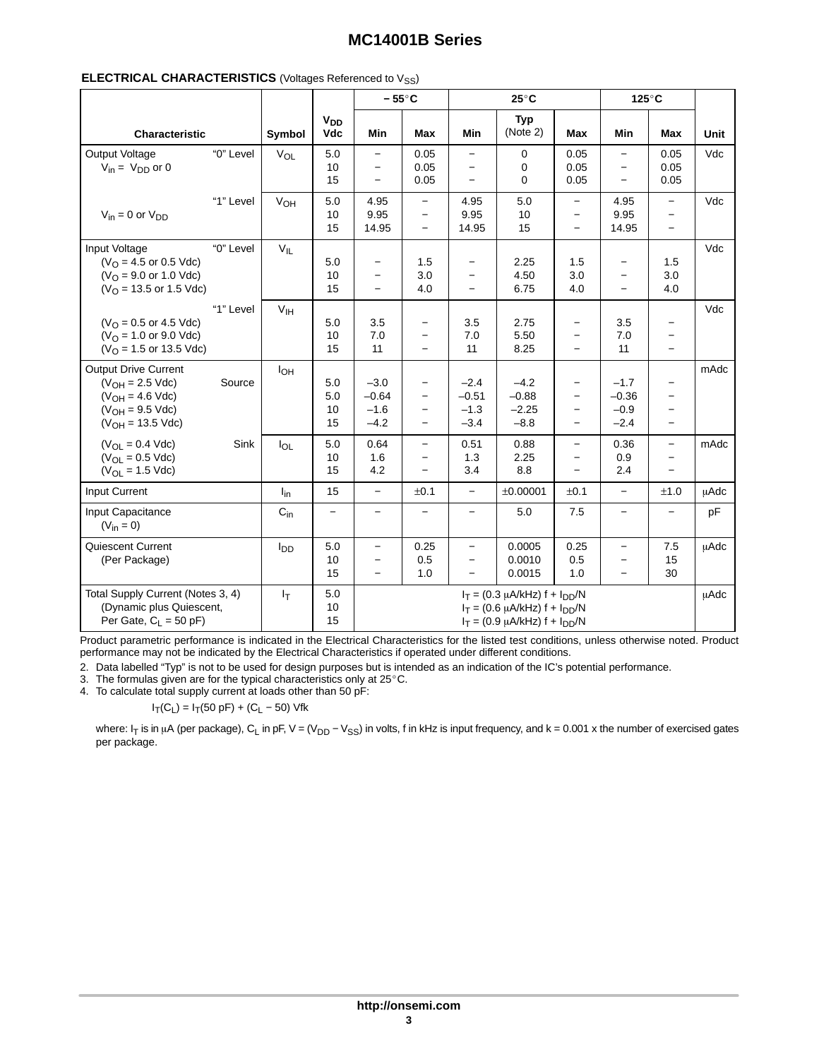**ELECTRICAL CHARACTERISTICS** (Voltages Referenced to $V_{SS}$)

| Characteristic | | Symbol | $V_{DD}$ Vdc | − 55°C Min | − 55°C Max | 25°C Min | 25°C Typ (Note 2) | 25°C Max | 125°C Min | 125°C Max | Unit |
|---|---|---|---|---|---|---|---|---|---|---|---|
| Output Voltage $V_{in}$ = $V_{DD}$ or 0 | "0" Level | $V_{OL}$ | 5.0<br>10<br>15 | −<br>−<br>− | 0.05<br>0.05<br>0.05 | −<br>−<br>− | 0<br>0<br>0 | 0.05<br>0.05<br>0.05 | −<br>−<br>− | 0.05<br>0.05<br>0.05 | Vdc |
| $V_{in}$ = 0 or $V_{DD}$ | "1" Level | $V_{OH}$ | 5.0<br>10<br>15 | 4.95<br>9.95<br>14.95 | −<br>−<br>− | 4.95<br>9.95<br>14.95 | 5.0<br>10<br>15 | −<br>−<br>− | 4.95<br>9.95<br>14.95 | −<br>−<br>− | Vdc |
| Input Voltage<br>($V_O$ = 4.5 or 0.5 Vdc)<br>($V_O$ = 9.0 or 1.0 Vdc)<br>($V_O$ = 13.5 or 1.5 Vdc) | "0" Level | $V_{IL}$ | 5.0<br>10<br>15 | −<br>−<br>− | 1.5<br>3.0<br>4.0 | −<br>−<br>− | 2.25<br>4.50<br>6.75 | 1.5<br>3.0<br>4.0 | −<br>−<br>− | 1.5<br>3.0<br>4.0 | Vdc |
| ($V_O$ = 0.5 or 4.5 Vdc)<br>($V_O$ = 1.0 or 9.0 Vdc)<br>($V_O$ = 1.5 or 13.5 Vdc) | "1" Level | $V_{IH}$ | 5.0<br>10<br>15 | 3.5<br>7.0<br>11 | −<br>−<br>− | 3.5<br>7.0<br>11 | 2.75<br>5.50<br>8.25 | −<br>−<br>− | 3.5<br>7.0<br>11 | −<br>−<br>− | Vdc |
| Output Drive Current<br>($V_{OH}$ = 2.5 Vdc)<br>($V_{OH}$ = 4.6 Vdc)<br>($V_{OH}$ = 9.5 Vdc)<br>($V_{OH}$ = 13.5 Vdc) | Source | $I_{OH}$ | 5.0<br>5.0<br>10<br>15 | –3.0<br>–0.64<br>–1.6<br>–4.2 | −<br>−<br>−<br>− | –2.4<br>–0.51<br>–1.3<br>–3.4 | –4.2<br>–0.88<br>–2.25<br>–8.8 | −<br>−<br>−<br>− | –1.7<br>–0.36<br>–0.9<br>–2.4 | −<br>−<br>−<br>− | mAdc |
| ($V_{OL}$ = 0.4 Vdc)<br>($V_{OL}$ = 0.5 Vdc)<br>($V_{OL}$ = 1.5 Vdc) | Sink | $I_{OL}$ | 5.0<br>10<br>15 | 0.64<br>1.6<br>4.2 | −<br>−<br>− | 0.51<br>1.3<br>3.4 | 0.88<br>2.25<br>8.8 | −<br>−<br>− | 0.36<br>0.9<br>2.4 | −<br>−<br>− | mAdc |
| Input Current | | $I_{in}$ | 15 | − | ±0.1 | − | ±0.00001 | ±0.1 | − | ±1.0 | μAdc |
| Input Capacitance ($V_{in}$ = 0) | | $C_{in}$ | − | − | − | − | 5.0 | 7.5 | − | − | pF |
| Quiescent Current (Per Package) | | $I_{DD}$ | 5.0<br>10<br>15 | −<br>−<br>− | 0.25<br>0.5<br>1.0 | −<br>−<br>− | 0.0005<br>0.0010<br>0.0015 | 0.25<br>0.5<br>1.0 | −<br>−<br>− | 7.5<br>15<br>30 | μAdc |
| Total Supply Current (Notes 3, 4) (Dynamic plus Quiescent, Per Gate, $C_L$ = 50 pF) | | $I_T$ | 5.0<br>10<br>15 | $I_T$ = (0.3 μA/kHz) f + $I_{DD}$/N<br>$I_T$ = (0.6 μA/kHz) f + $I_{DD}$/N<br>$I_T$ = (0.9 μA/kHz) f + $I_{DD}$/N | | | | | | | μAdc |

Product parametric performance is indicated in the Electrical Characteristics for the listed test conditions, unless otherwise noted. Product performance may not be indicated by the Electrical Characteristics if operated under different conditions.

2. Data labelled "Typ" is not to be used for design purposes but is intended as an indication of the IC's potential performance.
3. The formulas given are for the typical characteristics only at 25°C.
4. To calculate total supply current at loads other than 50 pF:

$$I_T(C_L) = I_T(50\text{ pF}) + (C_L - 50)\text{ Vfk}$$

where: $I_T$ is in μA (per package), $C_L$ in pF, V = ($V_{DD}$ − $V_{SS}$) in volts, f in kHz is input frequency, and k = 0.001 x the number of exercised gates per package.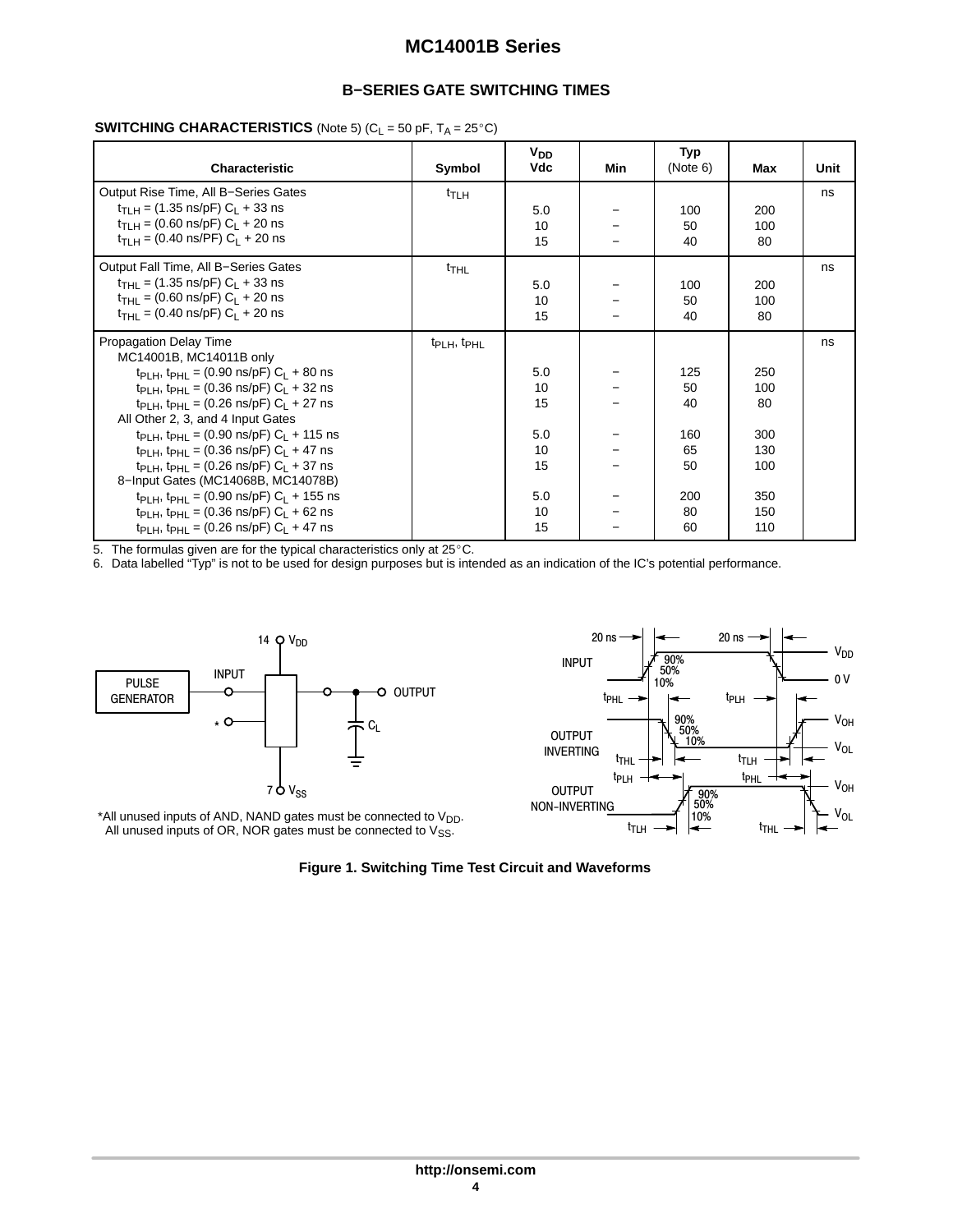## B−SERIES GATE SWITCHING TIMES

**SWITCHING CHARACTERISTICS** (Note 5) ($C_L$ = 50 pF, $T_A$ = 25°C)

| Characteristic | Symbol | $V_{DD}$ Vdc | Min | Typ (Note 6) | Max | Unit |
|---|---|---|---|---|---|---|
| Output Rise Time, All B−Series Gates | $t_{TLH}$ | | | | | ns |
| $t_{TLH}$ = (1.35 ns/pF) $C_L$ + 33 ns | | 5.0 | − | 100 | 200 | |
| $t_{TLH}$ = (0.60 ns/pF) $C_L$ + 20 ns | | 10 | − | 50 | 100 | |
| $t_{TLH}$ = (0.40 ns/PF) $C_L$ + 20 ns | | 15 | − | 40 | 80 | |
| Output Fall Time, All B−Series Gates | $t_{THL}$ | | | | | ns |
| $t_{THL}$ = (1.35 ns/pF) $C_L$ + 33 ns | | 5.0 | − | 100 | 200 | |
| $t_{THL}$ = (0.60 ns/pF) $C_L$ + 20 ns | | 10 | − | 50 | 100 | |
| $t_{THL}$ = (0.40 ns/pF) $C_L$ + 20 ns | | 15 | − | 40 | 80 | |
| Propagation Delay Time | $t_{PLH}$, $t_{PHL}$ | | | | | ns |
| MC14001B, MC14011B only | | | | | | |
| $t_{PLH}$, $t_{PHL}$ = (0.90 ns/pF) $C_L$ + 80 ns | | 5.0 | − | 125 | 250 | |
| $t_{PLH}$, $t_{PHL}$ = (0.36 ns/pF) $C_L$ + 32 ns | | 10 | − | 50 | 100 | |
| $t_{PLH}$, $t_{PHL}$ = (0.26 ns/pF) $C_L$ + 27 ns | | 15 | − | 40 | 80 | |
| All Other 2, 3, and 4 Input Gates | | | | | | |
| $t_{PLH}$, $t_{PHL}$ = (0.90 ns/pF) $C_L$ + 115 ns | | 5.0 | − | 160 | 300 | |
| $t_{PLH}$, $t_{PHL}$ = (0.36 ns/pF) $C_L$ + 47 ns | | 10 | − | 65 | 130 | |
| $t_{PLH}$, $t_{PHL}$ = (0.26 ns/pF) $C_L$ + 37 ns | | 15 | − | 50 | 100 | |
| 8−Input Gates (MC14068B, MC14078B) | | | | | | |
| $t_{PLH}$, $t_{PHL}$ = (0.90 ns/pF) $C_L$ + 155 ns | | 5.0 | − | 200 | 350 | |
| $t_{PLH}$, $t_{PHL}$ = (0.36 ns/pF) $C_L$ + 62 ns | | 10 | − | 80 | 150 | |
| $t_{PLH}$, $t_{PHL}$ = (0.26 ns/pF) $C_L$ + 47 ns | | 15 | − | 60 | 110 | |

5. The formulas given are for the typical characteristics only at 25°C.
6. Data labelled "Typ" is not to be used for design purposes but is intended as an indication of the IC's potential performance.

*All unused inputs of AND, NAND gates must be connected to $V_{DD}$.
All unused inputs of OR, NOR gates must be connected to $V_{SS}$.

**Figure 1. Switching Time Test Circuit and Waveforms**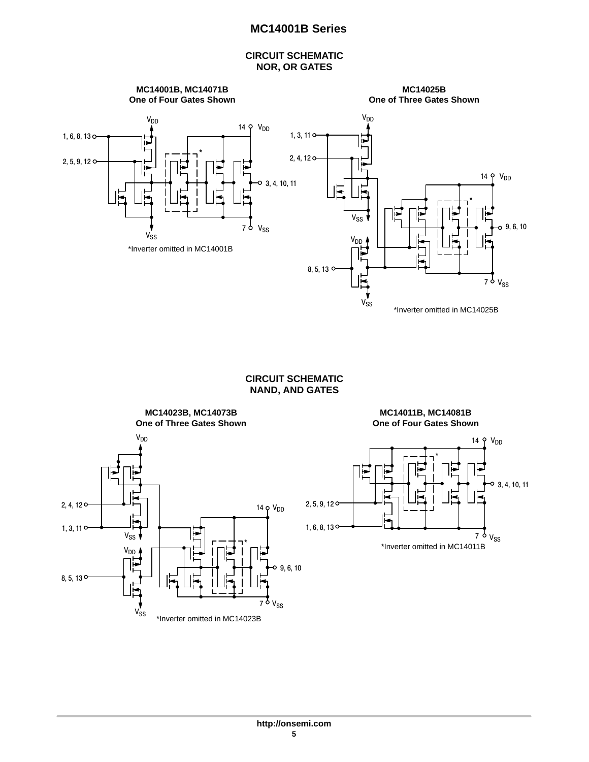## CIRCUIT SCHEMATIC
## NOR, OR GATES

**MC14001B, MC14071B**
**One of Four Gates Shown**

$V_{DD}$

14 $V_{DD}$

1, 6, 8, 13

2, 5, 9, 12

3, 4, 10, 11

7 $V_{SS}$

$V_{SS}$

*Inverter omitted in MC14001B

**MC14025B**
**One of Three Gates Shown**

$V_{DD}$

1, 3, 11

2, 4, 12

14 $V_{DD}$

$V_{SS}$

9, 6, 10

$V_{DD}$

8, 5, 13

7 $V_{SS}$

$V_{SS}$

*Inverter omitted in MC14025B

## CIRCUIT SCHEMATIC
## NAND, AND GATES

**MC14023B, MC14073B**
**One of Three Gates Shown**

$V_{DD}$

2, 4, 12

1, 3, 11

$V_{SS}$

14 $V_{DD}$

$V_{DD}$

8, 5, 13

9, 6, 10

7 $V_{SS}$

$V_{SS}$

*Inverter omitted in MC14023B

**MC14011B, MC14081B**
**One of Four Gates Shown**

14 $V_{DD}$

3, 4, 10, 11

2, 5, 9, 12

1, 6, 8, 13

7 $V_{SS}$

*Inverter omitted in MC14011B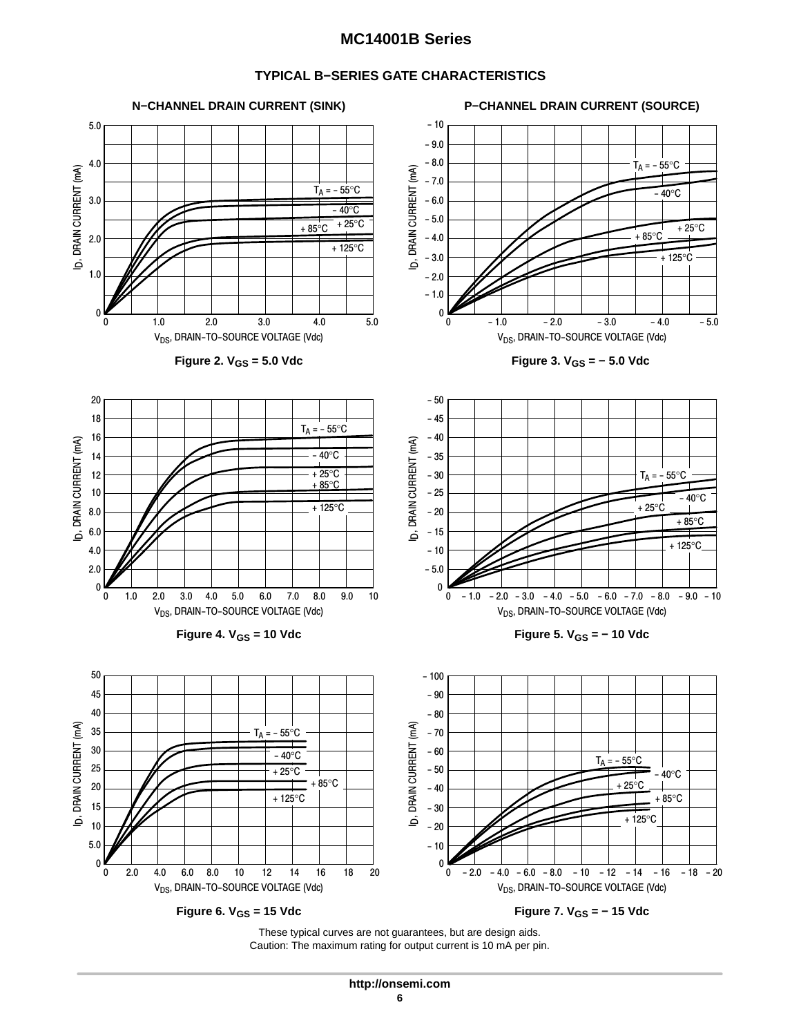## TYPICAL B−SERIES GATE CHARACTERISTICS

**N−CHANNEL DRAIN CURRENT (SINK)**

**P−CHANNEL DRAIN CURRENT (SOURCE)**

**Figure 2. $V_{GS}$ = 5.0 Vdc**

**Figure 3. $V_{GS}$ = − 5.0 Vdc**

**Figure 4. $V_{GS}$ = 10 Vdc**

**Figure 5. $V_{GS}$ = − 10 Vdc**

**Figure 6. $V_{GS}$ = 15 Vdc**

**Figure 7. $V_{GS}$ = − 15 Vdc**

These typical curves are not guarantees, but are design aids.
Caution: The maximum rating for output current is 10 mA per pin.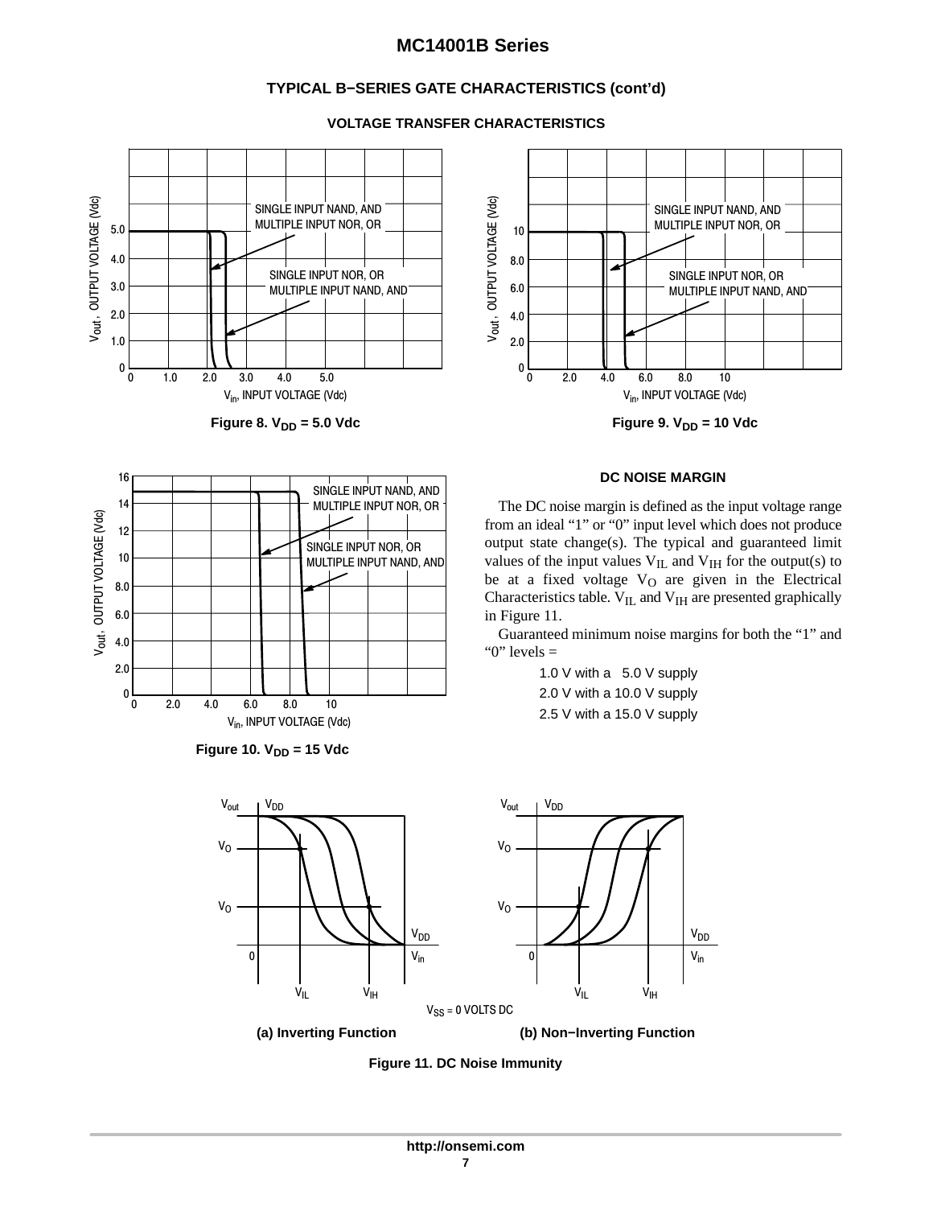## TYPICAL B−SERIES GATE CHARACTERISTICS (cont'd)

### VOLTAGE TRANSFER CHARACTERISTICS

Figure 8. $V_{DD}$ = 5.0 Vdc

Figure 9. $V_{DD}$ = 10 Vdc

Figure 10. $V_{DD}$ = 15 Vdc

### DC NOISE MARGIN

The DC noise margin is defined as the input voltage range from an ideal "1" or "0" input level which does not produce output state change(s). The typical and guaranteed limit values of the input values $V_{IL}$ and $V_{IH}$ for the output(s) to be at a fixed voltage $V_O$ are given in the Electrical Characteristics table. $V_{IL}$ and $V_{IH}$ are presented graphically in Figure 11.

Guaranteed minimum noise margins for both the "1" and "0" levels =

1.0 V with a 5.0 V supply
2.0 V with a 10.0 V supply
2.5 V with a 15.0 V supply

$V_{SS}$ = 0 VOLTS DC

(a) Inverting Function (b) Non−Inverting Function

Figure 11. DC Noise Immunity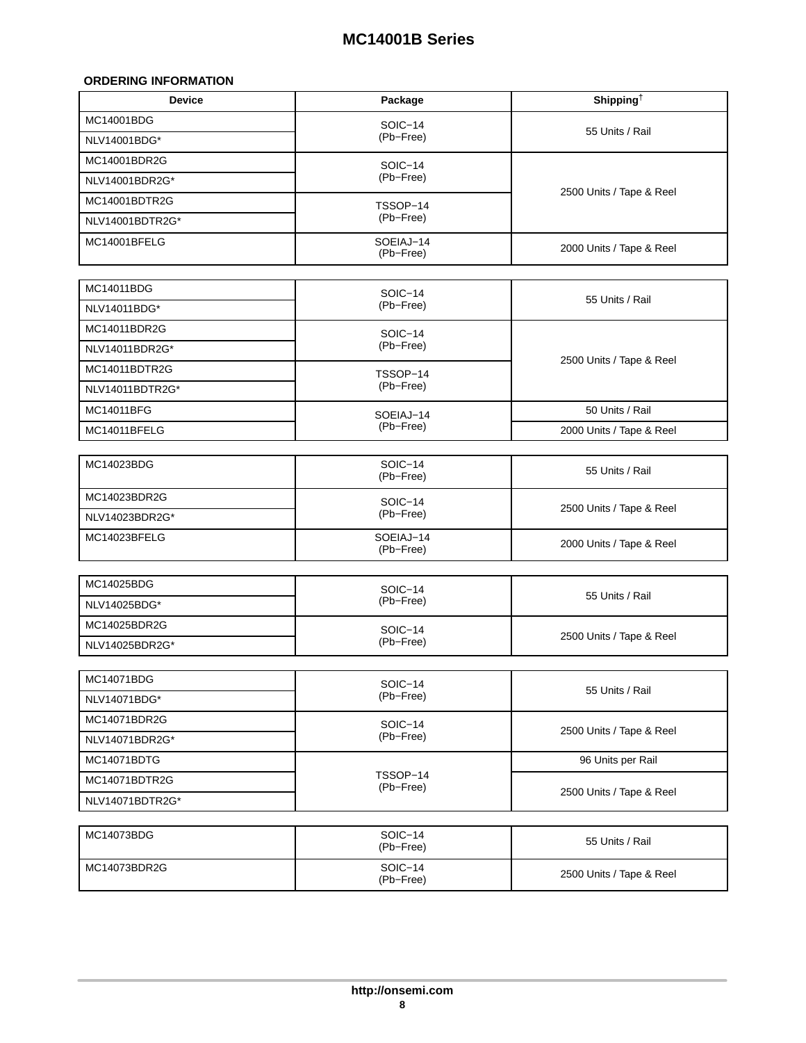## ORDERING INFORMATION

| Device | Package | Shipping† |
|---|---|---|
| MC14001BDG | SOIC−14 (Pb−Free) | 55 Units / Rail |
| NLV14001BDG* | SOIC−14 (Pb−Free) | 55 Units / Rail |
| MC14001BDR2G | SOIC−14 (Pb−Free) | 2500 Units / Tape & Reel |
| NLV14001BDR2G* | SOIC−14 (Pb−Free) | 2500 Units / Tape & Reel |
| MC14001BDTR2G | TSSOP−14 (Pb−Free) | 2500 Units / Tape & Reel |
| NLV14001BDTR2G* | TSSOP−14 (Pb−Free) | 2500 Units / Tape & Reel |
| MC14001BFELG | SOEIAJ−14 (Pb−Free) | 2000 Units / Tape & Reel |
| MC14011BDG | SOIC−14 (Pb−Free) | 55 Units / Rail |
| NLV14011BDG* | SOIC−14 (Pb−Free) | 55 Units / Rail |
| MC14011BDR2G | SOIC−14 (Pb−Free) | 2500 Units / Tape & Reel |
| NLV14011BDR2G* | SOIC−14 (Pb−Free) | 2500 Units / Tape & Reel |
| MC14011BDTR2G | TSSOP−14 (Pb−Free) | 2500 Units / Tape & Reel |
| NLV14011BDTR2G* | TSSOP−14 (Pb−Free) | 2500 Units / Tape & Reel |
| MC14011BFG | SOEIAJ−14 (Pb−Free) | 50 Units / Rail |
| MC14011BFELG | SOEIAJ−14 (Pb−Free) | 2000 Units / Tape & Reel |
| MC14023BDG | SOIC−14 (Pb−Free) | 55 Units / Rail |
| MC14023BDR2G | SOIC−14 (Pb−Free) | 2500 Units / Tape & Reel |
| NLV14023BDR2G* | SOIC−14 (Pb−Free) | 2500 Units / Tape & Reel |
| MC14023BFELG | SOEIAJ−14 (Pb−Free) | 2000 Units / Tape & Reel |
| MC14025BDG | SOIC−14 (Pb−Free) | 55 Units / Rail |
| NLV14025BDG* | SOIC−14 (Pb−Free) | 55 Units / Rail |
| MC14025BDR2G | SOIC−14 (Pb−Free) | 2500 Units / Tape & Reel |
| NLV14025BDR2G* | SOIC−14 (Pb−Free) | 2500 Units / Tape & Reel |
| MC14071BDG | SOIC−14 (Pb−Free) | 55 Units / Rail |
| NLV14071BDG* | SOIC−14 (Pb−Free) | 55 Units / Rail |
| MC14071BDR2G | SOIC−14 (Pb−Free) | 2500 Units / Tape & Reel |
| NLV14071BDR2G* | SOIC−14 (Pb−Free) | 2500 Units / Tape & Reel |
| MC14071BDTG | TSSOP−14 (Pb−Free) | 96 Units per Rail |
| MC14071BDTR2G | TSSOP−14 (Pb−Free) | 2500 Units / Tape & Reel |
| NLV14071BDTR2G* | TSSOP−14 (Pb−Free) | 2500 Units / Tape & Reel |
| MC14073BDG | SOIC−14 (Pb−Free) | 55 Units / Rail |
| MC14073BDR2G | SOIC−14 (Pb−Free) | 2500 Units / Tape & Reel |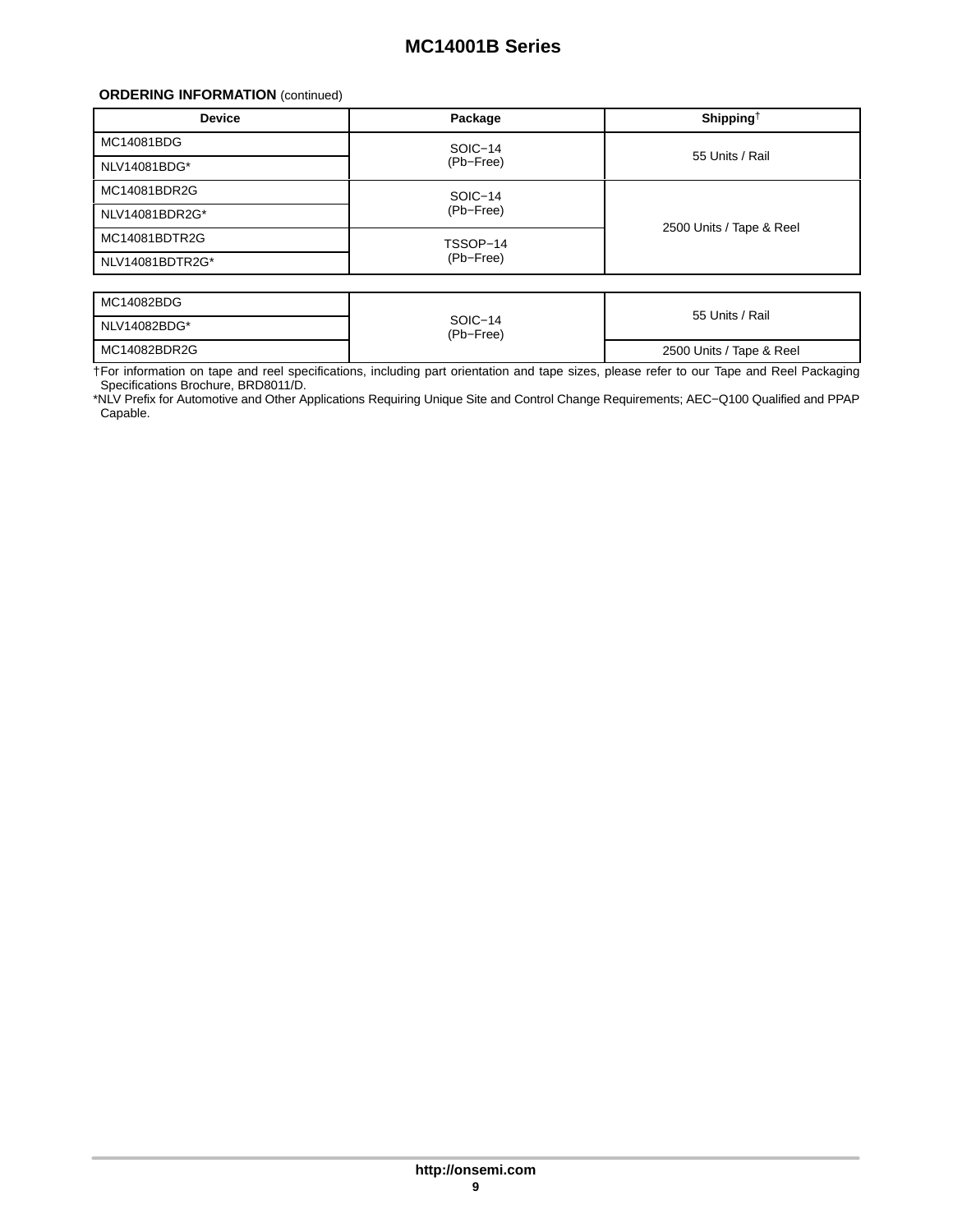**ORDERING INFORMATION** (continued)

| Device | Package | Shipping† |
|---|---|---|
| MC14081BDG | SOIC−14 (Pb−Free) | 55 Units / Rail |
| NLV14081BDG* | SOIC−14 (Pb−Free) | 55 Units / Rail |
| MC14081BDR2G | SOIC−14 (Pb−Free) | 2500 Units / Tape & Reel |
| NLV14081BDR2G* | SOIC−14 (Pb−Free) | 2500 Units / Tape & Reel |
| MC14081BDTR2G | TSSOP−14 (Pb−Free) | 2500 Units / Tape & Reel |
| NLV14081BDTR2G* | TSSOP−14 (Pb−Free) | 2500 Units / Tape & Reel |
| MC14082BDG | SOIC−14 (Pb−Free) | 55 Units / Rail |
| NLV14082BDG* | SOIC−14 (Pb−Free) | 55 Units / Rail |
| MC14082BDR2G | SOIC−14 (Pb−Free) | 2500 Units / Tape & Reel |

†For information on tape and reel specifications, including part orientation and tape sizes, please refer to our Tape and Reel Packaging Specifications Brochure, BRD8011/D.

*NLV Prefix for Automotive and Other Applications Requiring Unique Site and Control Change Requirements; AEC−Q100 Qualified and PPAP Capable.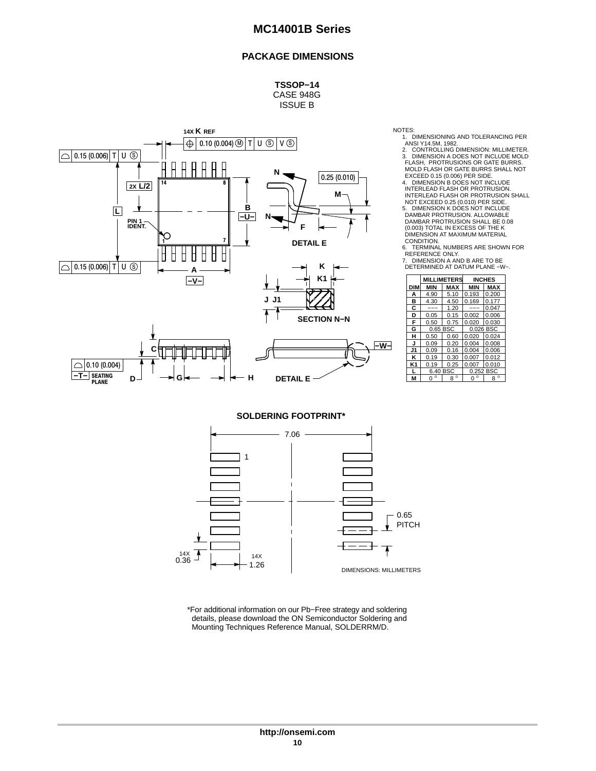## PACKAGE DIMENSIONS

**TSSOP−14**
CASE 948G
ISSUE B

NOTES:
1. DIMENSIONING AND TOLERANCING PER ANSI Y14.5M, 1982.
2. CONTROLLING DIMENSION: MILLIMETER.
3. DIMENSION A DOES NOT INCLUDE MOLD FLASH, PROTRUSIONS OR GATE BURRS. MOLD FLASH OR GATE BURRS SHALL NOT EXCEED 0.15 (0.006) PER SIDE.
4. DIMENSION B DOES NOT INCLUDE INTERLEAD FLASH OR PROTRUSION. INTERLEAD FLASH OR PROTRUSION SHALL NOT EXCEED 0.25 (0.010) PER SIDE.
5. DIMENSION K DOES NOT INCLUDE DAMBAR PROTRUSION. ALLOWABLE DAMBAR PROTRUSION SHALL BE 0.08 (0.003) TOTAL IN EXCESS OF THE K DIMENSION AT MAXIMUM MATERIAL CONDITION.
6. TERMINAL NUMBERS ARE SHOWN FOR REFERENCE ONLY.
7. DIMENSION A AND B ARE TO BE DETERMINED AT DATUM PLANE −W−.

| DIM | MILLIMETERS MIN | MILLIMETERS MAX | INCHES MIN | INCHES MAX |
|---|---|---|---|---|
| A | 4.90 | 5.10 | 0.193 | 0.200 |
| B | 4.30 | 4.50 | 0.169 | 0.177 |
| C | −−− | 1.20 | −−− | 0.047 |
| D | 0.05 | 0.15 | 0.002 | 0.006 |
| F | 0.50 | 0.75 | 0.020 | 0.030 |
| G | 0.65 BSC | | 0.026 BSC | |
| H | 0.50 | 0.60 | 0.020 | 0.024 |
| J | 0.09 | 0.20 | 0.004 | 0.008 |
| J1 | 0.09 | 0.16 | 0.004 | 0.006 |
| K | 0.19 | 0.30 | 0.007 | 0.012 |
| K1 | 0.19 | 0.25 | 0.007 | 0.010 |
| L | 6.40 BSC | | 0.252 BSC | |
| M | 0 ° | 8 ° | 0 ° | 8 ° |

**SOLDERING FOOTPRINT***

7.06

0.65 PITCH

14X 0.36

14X 1.26

DIMENSIONS: MILLIMETERS

*For additional information on our Pb−Free strategy and soldering details, please download the ON Semiconductor Soldering and Mounting Techniques Reference Manual, SOLDERRM/D.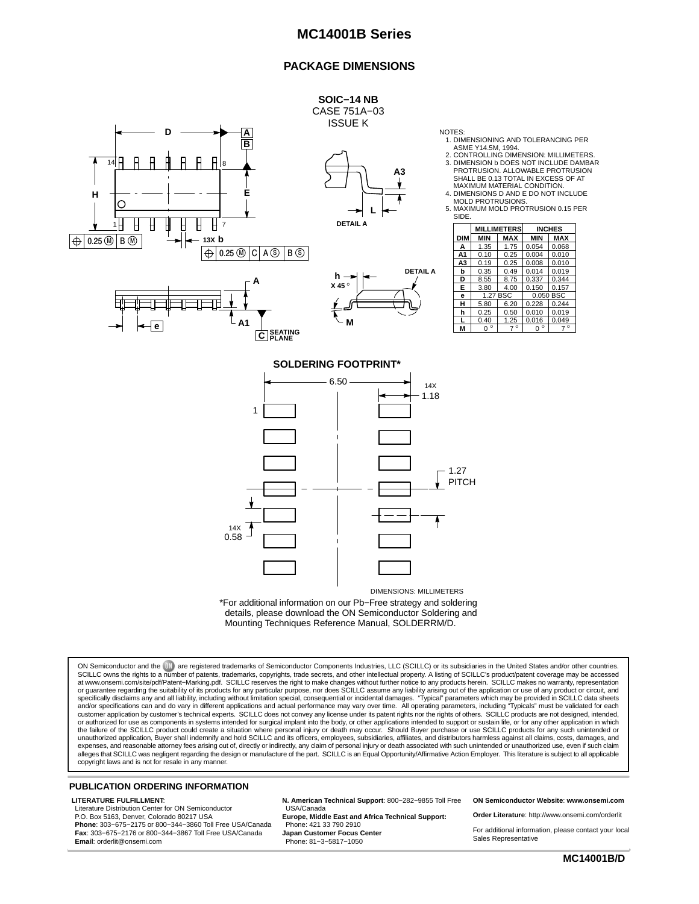## PACKAGE DIMENSIONS

**SOIC−14 NB**
CASE 751A−03
ISSUE K

D
A
B
14
8
H
E
1
7
0.25 M B M
13X b
0.25 M C A S B S
A3
L
DETAIL A
h X 45 °
DETAIL A
M
A
A1
e
C SEATING PLANE

NOTES:
1. DIMENSIONING AND TOLERANCING PER ASME Y14.5M, 1994.
2. CONTROLLING DIMENSION: MILLIMETERS.
3. DIMENSION b DOES NOT INCLUDE DAMBAR PROTRUSION. ALLOWABLE PROTRUSION SHALL BE 0.13 TOTAL IN EXCESS OF AT MAXIMUM MATERIAL CONDITION.
4. DIMENSIONS D AND E DO NOT INCLUDE MOLD PROTRUSIONS.
5. MAXIMUM MOLD PROTRUSION 0.15 PER SIDE.

| | MILLIMETERS | | INCHES | |
|---|---|---|---|---|
| DIM | MIN | MAX | MIN | MAX |
| A | 1.35 | 1.75 | 0.054 | 0.068 |
| A1 | 0.10 | 0.25 | 0.004 | 0.010 |
| A3 | 0.19 | 0.25 | 0.008 | 0.010 |
| b | 0.35 | 0.49 | 0.014 | 0.019 |
| D | 8.55 | 8.75 | 0.337 | 0.344 |
| E | 3.80 | 4.00 | 0.150 | 0.157 |
| e | 1.27 BSC | | 0.050 BSC | |
| H | 5.80 | 6.20 | 0.228 | 0.244 |
| h | 0.25 | 0.50 | 0.010 | 0.019 |
| L | 0.40 | 1.25 | 0.016 | 0.049 |
| M | 0 ° | 7 ° | 0 ° | 7 ° |

### SOLDERING FOOTPRINT*

6.50
14X
1.18
1
1.27
PITCH
14X
0.58

DIMENSIONS: MILLIMETERS

*For additional information on our Pb−Free strategy and soldering details, please download the ON Semiconductor Soldering and Mounting Techniques Reference Manual, SOLDERRM/D.

ON Semiconductor and the ON logo are registered trademarks of Semiconductor Components Industries, LLC (SCILLC) or its subsidiaries in the United States and/or other countries. SCILLC owns the rights to a number of patents, trademarks, copyrights, trade secrets, and other intellectual property. A listing of SCILLC's product/patent coverage may be accessed at www.onsemi.com/site/pdf/Patent−Marking.pdf. SCILLC reserves the right to make changes without further notice to any products herein. SCILLC makes no warranty, representation or guarantee regarding the suitability of its products for any particular purpose, nor does SCILLC assume any liability arising out of the application or use of any product or circuit, and specifically disclaims any and all liability, including without limitation special, consequential or incidental damages. "Typical" parameters which may be provided in SCILLC data sheets and/or specifications can and do vary in different applications and actual performance may vary over time. All operating parameters, including "Typicals" must be validated for each customer application by customer's technical experts. SCILLC does not convey any license under its patent rights nor the rights of others. SCILLC products are not designed, intended, or authorized for use as components in systems intended for surgical implant into the body, or other applications intended to support or sustain life, or for any other application in which the failure of the SCILLC product could create a situation where personal injury or death may occur. Should Buyer purchase or use SCILLC products for any such unintended or unauthorized application, Buyer shall indemnify and hold SCILLC and its officers, employees, subsidiaries, affiliates, and distributors harmless against all claims, costs, damages, and expenses, and reasonable attorney fees arising out of, directly or indirectly, any claim of personal injury or death associated with such unintended or unauthorized use, even if such claim alleges that SCILLC was negligent regarding the design or manufacture of the part. SCILLC is an Equal Opportunity/Affirmative Action Employer. This literature is subject to all applicable copyright laws and is not for resale in any manner.

### PUBLICATION ORDERING INFORMATION

**LITERATURE FULFILLMENT**:
Literature Distribution Center for ON Semiconductor
P.O. Box 5163, Denver, Colorado 80217 USA
**Phone**: 303−675−2175 or 800−344−3860 Toll Free USA/Canada
**Fax**: 303−675−2176 or 800−344−3867 Toll Free USA/Canada
**Email**: orderlit@onsemi.com

**N. American Technical Support**: 800−282−9855 Toll Free USA/Canada
**Europe, Middle East and Africa Technical Support:**
Phone: 421 33 790 2910
**Japan Customer Focus Center**
Phone: 81−3−5817−1050

**ON Semiconductor Website**: **www.onsemi.com**

**Order Literature**: http://www.onsemi.com/orderlit

For additional information, please contact your local Sales Representative

**MC14001B/D**